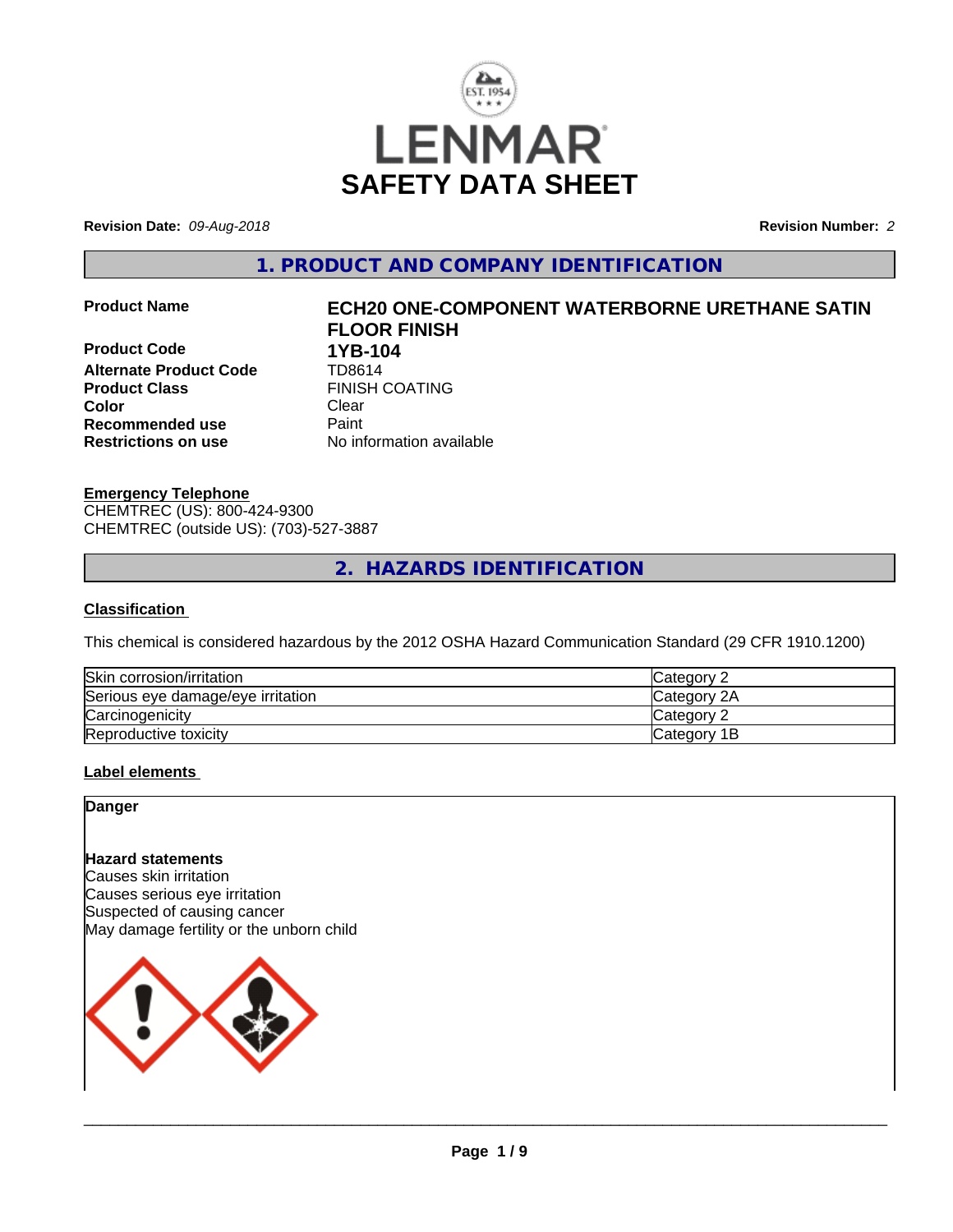# LENMAR

# SAFETY DATA SHEET

**Revision Date:** *09-Aug-2018* **Revision Number:** *2*

## 1. PRODUCT AND COMPANY IDENTIFICATION

| | |
|---|---|
| **Product Name** | **ECH20 ONE-COMPONENT WATERBORNE URETHANE SATIN FLOOR FINISH** |
| **Product Code** | **1YB-104** |
| **Alternate Product Code** | TD8614 |
| **Product Class** | FINISH COATING |
| **Color** | Clear |
| **Recommended use** | Paint |
| **Restrictions on use** | No information available |

**Emergency Telephone**

CHEMTREC (US): 800-424-9300
CHEMTREC (outside US): (703)-527-3887

## 2. HAZARDS IDENTIFICATION

**Classification**

This chemical is considered hazardous by the 2012 OSHA Hazard Communication Standard (29 CFR 1910.1200)

| | |
|---|---|
| Skin corrosion/irritation | Category 2 |
| Serious eye damage/eye irritation | Category 2A |
| Carcinogenicity | Category 2 |
| Reproductive toxicity | Category 1B |

**Label elements**

**Danger**

**Hazard statements**

Causes skin irritation
Causes serious eye irritation
Suspected of causing cancer
May damage fertility or the unborn child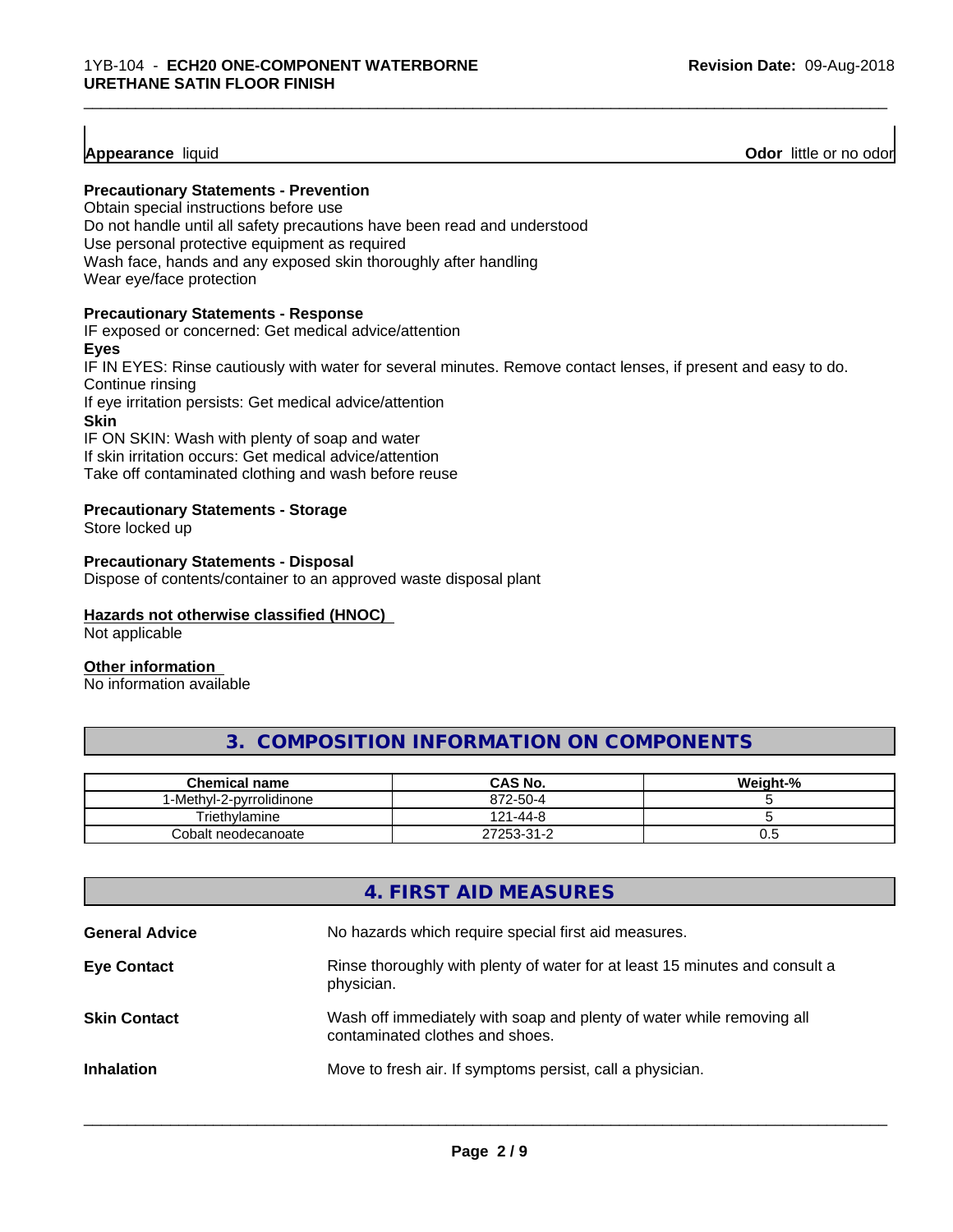**Appearance** liquid **Odor** little or no odor

**Precautionary Statements - Prevention**

Obtain special instructions before use
Do not handle until all safety precautions have been read and understood
Use personal protective equipment as required
Wash face, hands and any exposed skin thoroughly after handling
Wear eye/face protection

**Precautionary Statements - Response**

IF exposed or concerned: Get medical advice/attention

**Eyes**

IF IN EYES: Rinse cautiously with water for several minutes. Remove contact lenses, if present and easy to do. Continue rinsing
If eye irritation persists: Get medical advice/attention

**Skin**

IF ON SKIN: Wash with plenty of soap and water
If skin irritation occurs: Get medical advice/attention
Take off contaminated clothing and wash before reuse

**Precautionary Statements - Storage**

Store locked up

**Precautionary Statements - Disposal**

Dispose of contents/container to an approved waste disposal plant

**Hazards not otherwise classified (HNOC)**

Not applicable

**Other information**

No information available

## 3. COMPOSITION INFORMATION ON COMPONENTS

| Chemical name | CAS No. | Weight-% |
|---|---|---|
| 1-Methyl-2-pyrrolidinone | 872-50-4 | 5 |
| Triethylamine | 121-44-8 | 5 |
| Cobalt neodecanoate | 27253-31-2 | 0.5 |

## 4. FIRST AID MEASURES

**General Advice** No hazards which require special first aid measures.

**Eye Contact** Rinse thoroughly with plenty of water for at least 15 minutes and consult a physician.

**Skin Contact** Wash off immediately with soap and plenty of water while removing all contaminated clothes and shoes.

**Inhalation** Move to fresh air. If symptoms persist, call a physician.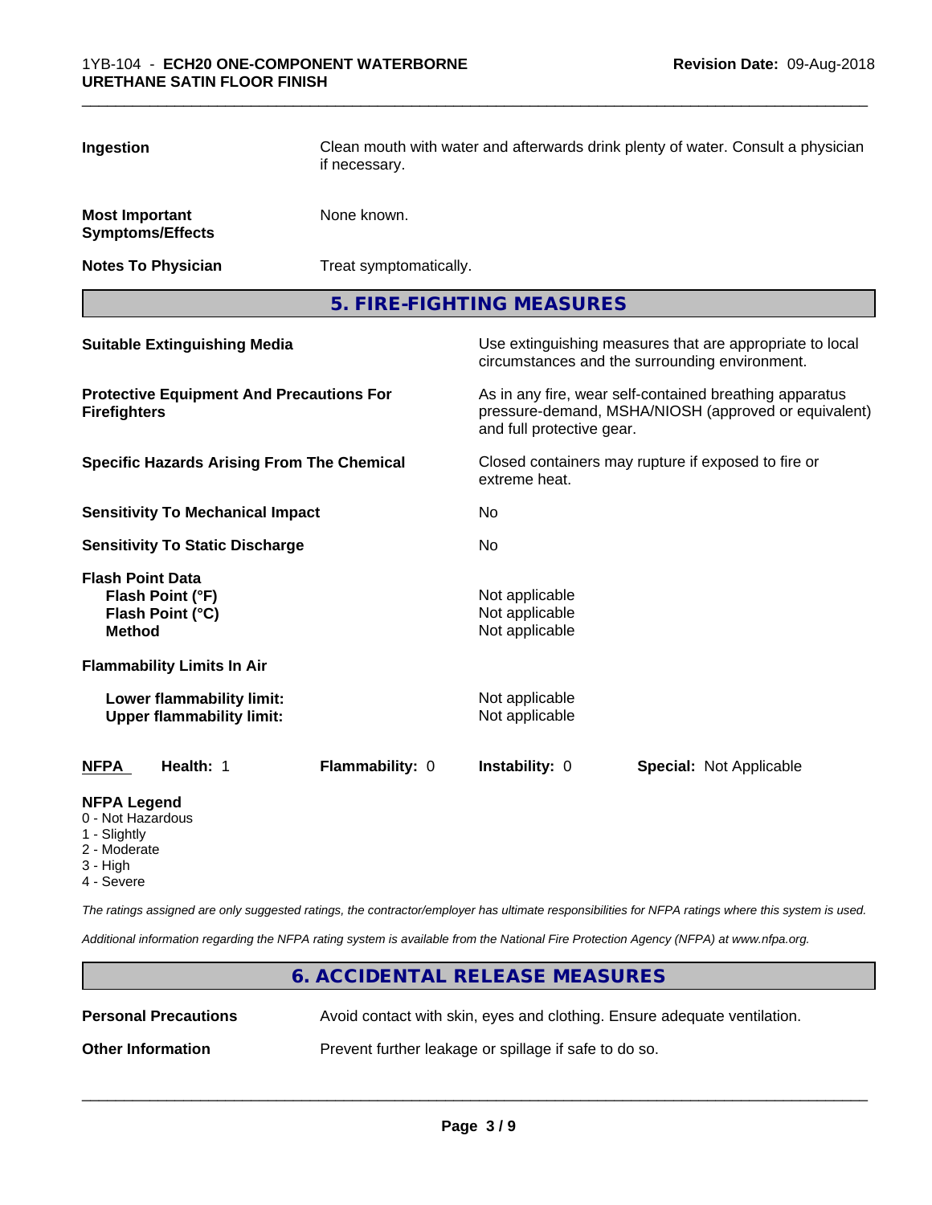| | |
|---|---|
| **Ingestion** | Clean mouth with water and afterwards drink plenty of water. Consult a physician if necessary. |
| **Most Important Symptoms/Effects** | None known. |
| **Notes To Physician** | Treat symptomatically. |

## 5. FIRE-FIGHTING MEASURES

| | |
|---|---|
| **Suitable Extinguishing Media** | Use extinguishing measures that are appropriate to local circumstances and the surrounding environment. |
| **Protective Equipment And Precautions For Firefighters** | As in any fire, wear self-contained breathing apparatus pressure-demand, MSHA/NIOSH (approved or equivalent) and full protective gear. |
| **Specific Hazards Arising From The Chemical** | Closed containers may rupture if exposed to fire or extreme heat. |
| **Sensitivity To Mechanical Impact** | No |
| **Sensitivity To Static Discharge** | No |

**Flash Point Data**

| | |
|---|---|
| **Flash Point (°F)** | Not applicable |
| **Flash Point (°C)** | Not applicable |
| **Method** | Not applicable |

**Flammability Limits In Air**

| | |
|---|---|
| **Lower flammability limit:** | Not applicable |
| **Upper flammability limit:** | Not applicable |

| **NFPA** | **Health:** 1 | **Flammability:** 0 | **Instability:** 0 | **Special:** Not Applicable |
|---|---|---|---|---|

**NFPA Legend**

- 0 - Not Hazardous
- 1 - Slightly
- 2 - Moderate
- 3 - High
- 4 - Severe

*The ratings assigned are only suggested ratings, the contractor/employer has ultimate responsibilities for NFPA ratings where this system is used.*

*Additional information regarding the NFPA rating system is available from the National Fire Protection Agency (NFPA) at www.nfpa.org.*

## 6. ACCIDENTAL RELEASE MEASURES

| | |
|---|---|
| **Personal Precautions** | Avoid contact with skin, eyes and clothing. Ensure adequate ventilation. |
| **Other Information** | Prevent further leakage or spillage if safe to do so. |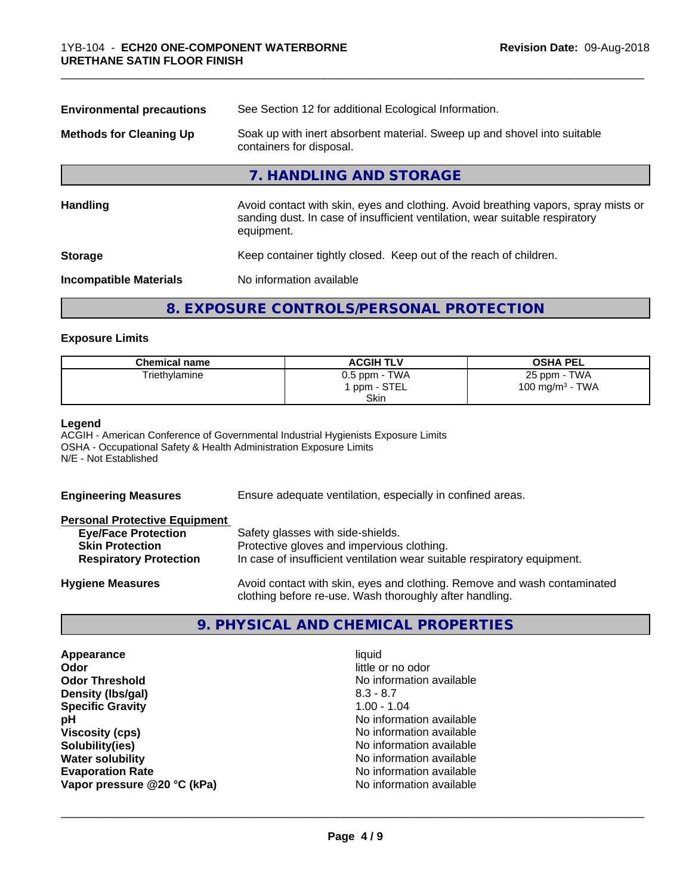**Environmental precautions** See Section 12 for additional Ecological Information.

**Methods for Cleaning Up** Soak up with inert absorbent material. Sweep up and shovel into suitable containers for disposal.

## 7. HANDLING AND STORAGE

**Handling** Avoid contact with skin, eyes and clothing. Avoid breathing vapors, spray mists or sanding dust. In case of insufficient ventilation, wear suitable respiratory equipment.

**Storage** Keep container tightly closed. Keep out of the reach of children.

**Incompatible Materials** No information available

## 8. EXPOSURE CONTROLS/PERSONAL PROTECTION

### Exposure Limits

| Chemical name | ACGIH TLV | OSHA PEL |
|---|---|---|
| Triethylamine | 0.5 ppm - TWA<br>1 ppm - STEL<br>Skin | 25 ppm - TWA<br>100 mg/m$^3$ - TWA |

**Legend**
ACGIH - American Conference of Governmental Industrial Hygienists Exposure Limits
OSHA - Occupational Safety & Health Administration Exposure Limits
N/E - Not Established

**Engineering Measures** Ensure adequate ventilation, especially in confined areas.

**Personal Protective Equipment**
- **Eye/Face Protection** Safety glasses with side-shields.
- **Skin Protection** Protective gloves and impervious clothing.
- **Respiratory Protection** In case of insufficient ventilation wear suitable respiratory equipment.

**Hygiene Measures** Avoid contact with skin, eyes and clothing. Remove and wash contaminated clothing before re-use. Wash thoroughly after handling.

## 9. PHYSICAL AND CHEMICAL PROPERTIES

| | |
|---|---|
| **Appearance** | liquid |
| **Odor** | little or no odor |
| **Odor Threshold** | No information available |
| **Density (lbs/gal)** | 8.3 - 8.7 |
| **Specific Gravity** | 1.00 - 1.04 |
| **pH** | No information available |
| **Viscosity (cps)** | No information available |
| **Solubility(ies)** | No information available |
| **Water solubility** | No information available |
| **Evaporation Rate** | No information available |
| **Vapor pressure @20 °C (kPa)** | No information available |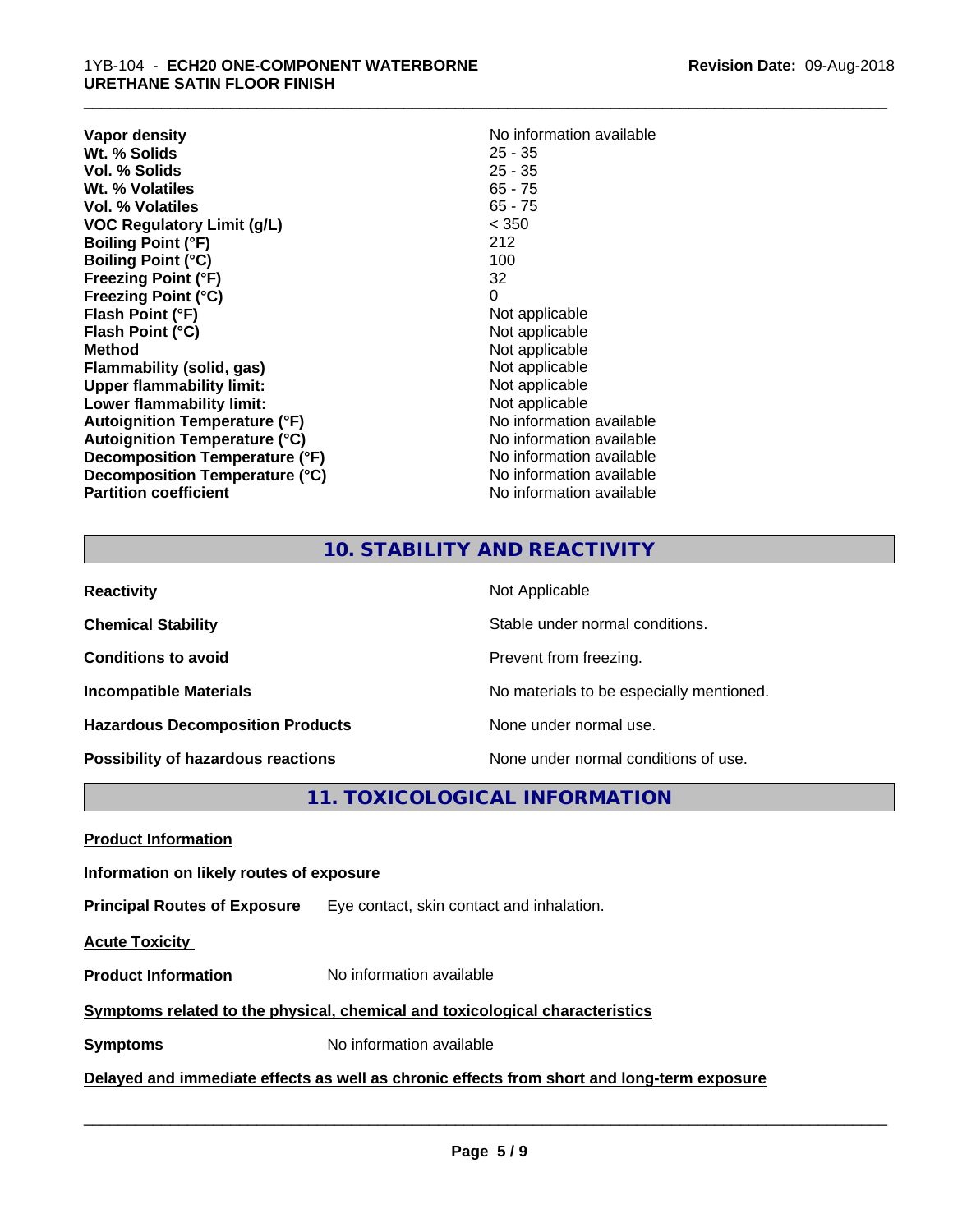| | |
|---|---|
| **Vapor density** | No information available |
| **Wt. % Solids** | 25 - 35 |
| **Vol. % Solids** | 25 - 35 |
| **Wt. % Volatiles** | 65 - 75 |
| **Vol. % Volatiles** | 65 - 75 |
| **VOC Regulatory Limit (g/L)** | < 350 |
| **Boiling Point (°F)** | 212 |
| **Boiling Point (°C)** | 100 |
| **Freezing Point (°F)** | 32 |
| **Freezing Point (°C)** | 0 |
| **Flash Point (°F)** | Not applicable |
| **Flash Point (°C)** | Not applicable |
| **Method** | Not applicable |
| **Flammability (solid, gas)** | Not applicable |
| **Upper flammability limit:** | Not applicable |
| **Lower flammability limit:** | Not applicable |
| **Autoignition Temperature (°F)** | No information available |
| **Autoignition Temperature (°C)** | No information available |
| **Decomposition Temperature (°F)** | No information available |
| **Decomposition Temperature (°C)** | No information available |
| **Partition coefficient** | No information available |

## 10. STABILITY AND REACTIVITY

| | |
|---|---|
| **Reactivity** | Not Applicable |
| **Chemical Stability** | Stable under normal conditions. |
| **Conditions to avoid** | Prevent from freezing. |
| **Incompatible Materials** | No materials to be especially mentioned. |
| **Hazardous Decomposition Products** | None under normal use. |
| **Possibility of hazardous reactions** | None under normal conditions of use. |

## 11. TOXICOLOGICAL INFORMATION

**Product Information**

**Information on likely routes of exposure**

**Principal Routes of Exposure** Eye contact, skin contact and inhalation.

**Acute Toxicity**

**Product Information** No information available

**Symptoms related to the physical, chemical and toxicological characteristics**

**Symptoms** No information available

**Delayed and immediate effects as well as chronic effects from short and long-term exposure**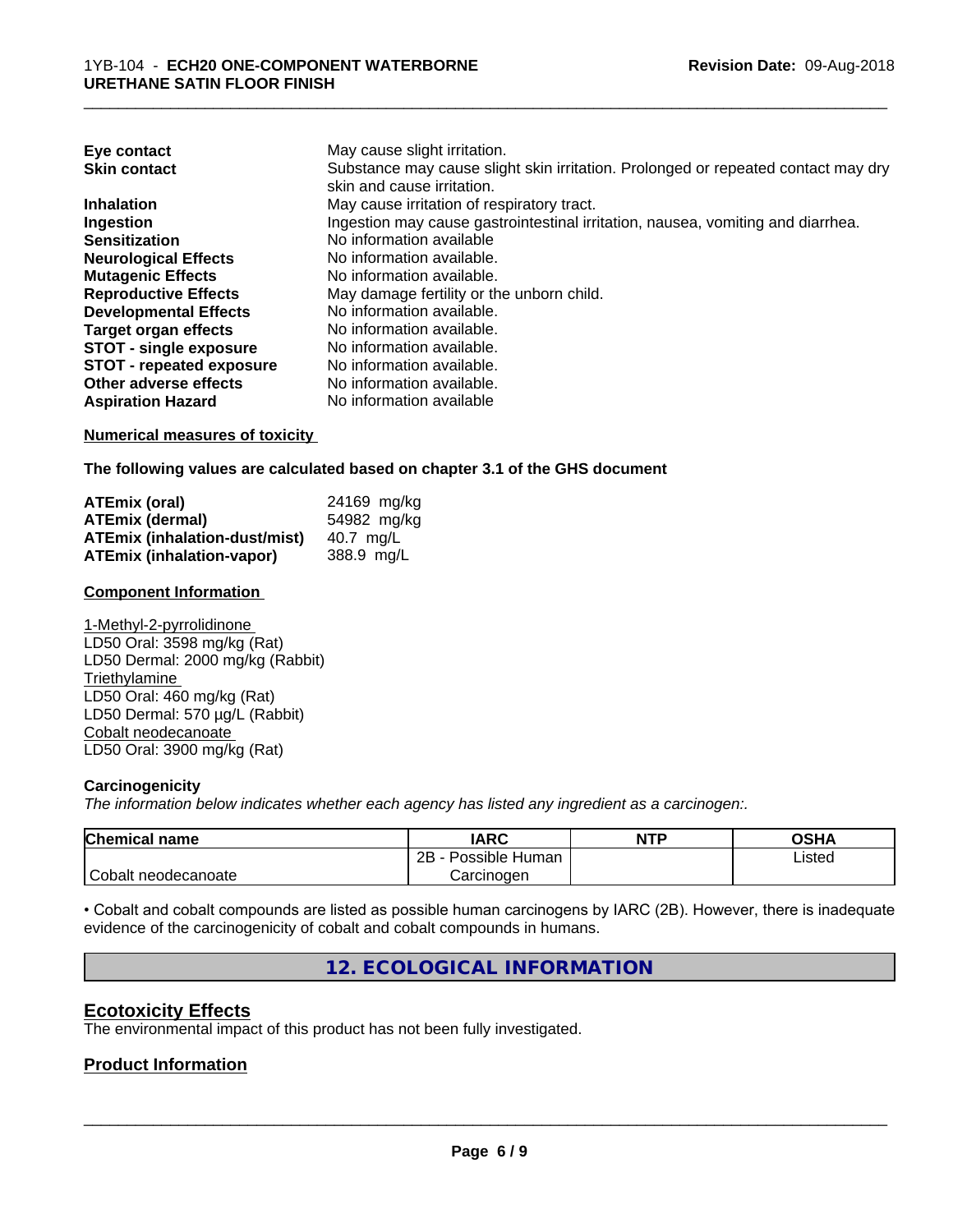| | |
|---|---|
| **Eye contact** | May cause slight irritation. |
| **Skin contact** | Substance may cause slight skin irritation. Prolonged or repeated contact may dry skin and cause irritation. |
| **Inhalation** | May cause irritation of respiratory tract. |
| **Ingestion** | Ingestion may cause gastrointestinal irritation, nausea, vomiting and diarrhea. |
| **Sensitization** | No information available |
| **Neurological Effects** | No information available. |
| **Mutagenic Effects** | No information available. |
| **Reproductive Effects** | May damage fertility or the unborn child. |
| **Developmental Effects** | No information available. |
| **Target organ effects** | No information available. |
| **STOT - single exposure** | No information available. |
| **STOT - repeated exposure** | No information available. |
| **Other adverse effects** | No information available. |
| **Aspiration Hazard** | No information available |

**Numerical measures of toxicity**

**The following values are calculated based on chapter 3.1 of the GHS document**

| | |
|---|---|
| **ATEmix (oral)** | 24169 mg/kg |
| **ATEmix (dermal)** | 54982 mg/kg |
| **ATEmix (inhalation-dust/mist)** | 40.7 mg/L |
| **ATEmix (inhalation-vapor)** | 388.9 mg/L |

**Component Information**

1-Methyl-2-pyrrolidinone
LD50 Oral: 3598 mg/kg (Rat)
LD50 Dermal: 2000 mg/kg (Rabbit)
Triethylamine
LD50 Oral: 460 mg/kg (Rat)
LD50 Dermal: 570 µg/L (Rabbit)
Cobalt neodecanoate
LD50 Oral: 3900 mg/kg (Rat)

**Carcinogenicity**

*The information below indicates whether each agency has listed any ingredient as a carcinogen:.*

| Chemical name | IARC | NTP | OSHA |
|---|---|---|---|
| Cobalt neodecanoate | 2B - Possible Human Carcinogen | | Listed |

• Cobalt and cobalt compounds are listed as possible human carcinogens by IARC (2B). However, there is inadequate evidence of the carcinogenicity of cobalt and cobalt compounds in humans.

## 12. ECOLOGICAL INFORMATION

### Ecotoxicity Effects

The environmental impact of this product has not been fully investigated.

### Product Information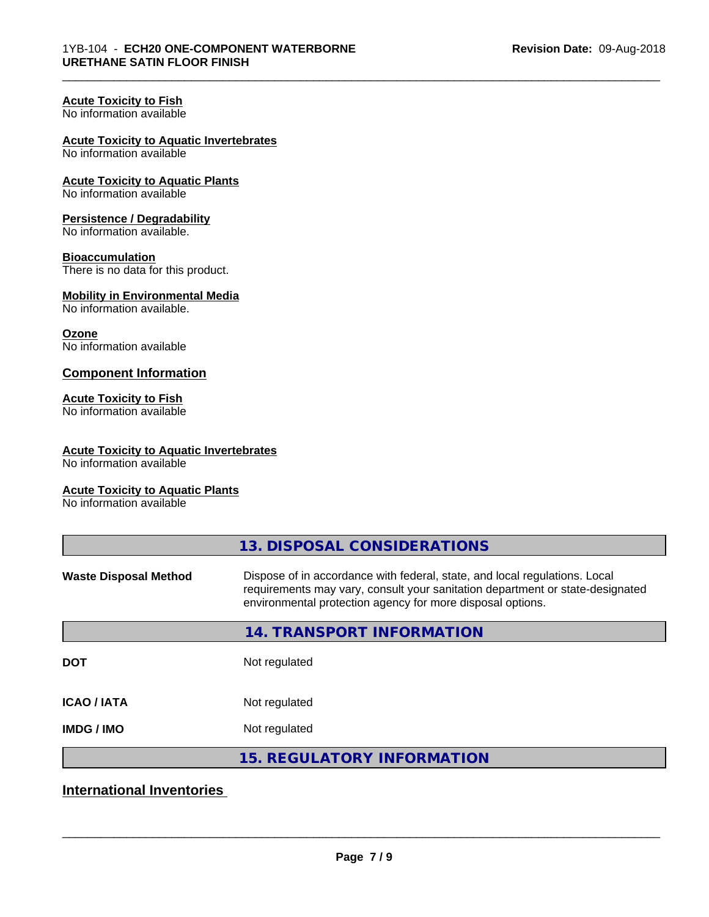#### Acute Toxicity to Fish
No information available

#### Acute Toxicity to Aquatic Invertebrates
No information available

#### Acute Toxicity to Aquatic Plants
No information available

#### Persistence / Degradability
No information available.

#### Bioaccumulation
There is no data for this product.

#### Mobility in Environmental Media
No information available.

#### Ozone
No information available

### Component Information

#### Acute Toxicity to Fish
No information available

#### Acute Toxicity to Aquatic Invertebrates
No information available

#### Acute Toxicity to Aquatic Plants
No information available

## 13. DISPOSAL CONSIDERATIONS

| | |
|---|---|
| **Waste Disposal Method** | Dispose of in accordance with federal, state, and local regulations. Local requirements may vary, consult your sanitation department or state-designated environmental protection agency for more disposal options. |

## 14. TRANSPORT INFORMATION

| | |
|---|---|
| **DOT** | Not regulated |
| **ICAO / IATA** | Not regulated |
| **IMDG / IMO** | Not regulated |

## 15. REGULATORY INFORMATION

### International Inventories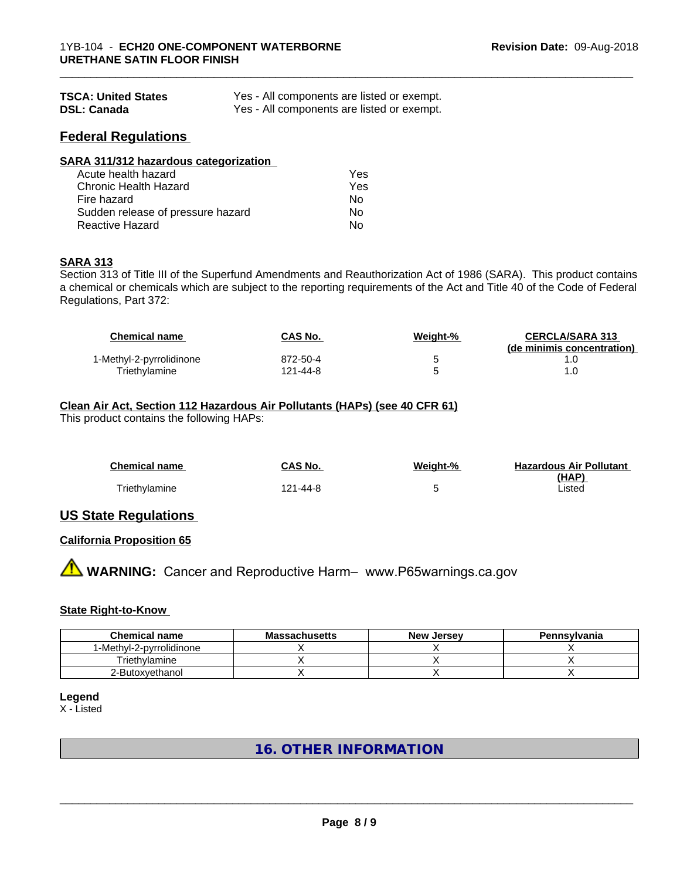| | |
|---|---|
| **TSCA: United States** | Yes - All components are listed or exempt. |
| **DSL: Canada** | Yes - All components are listed or exempt. |

## Federal Regulations

### SARA 311/312 hazardous categorization

| | |
|---|---|
| Acute health hazard | Yes |
| Chronic Health Hazard | Yes |
| Fire hazard | No |
| Sudden release of pressure hazard | No |
| Reactive Hazard | No |

### SARA 313

Section 313 of Title III of the Superfund Amendments and Reauthorization Act of 1986 (SARA). This product contains a chemical or chemicals which are subject to the reporting requirements of the Act and Title 40 of the Code of Federal Regulations, Part 372:

| Chemical name | CAS No. | Weight-% | CERCLA/SARA 313 (de minimis concentration) |
|---|---|---|---|
| 1-Methyl-2-pyrrolidinone | 872-50-4 | 5 | 1.0 |
| Triethylamine | 121-44-8 | 5 | 1.0 |

### Clean Air Act, Section 112 Hazardous Air Pollutants (HAPs) (see 40 CFR 61)

This product contains the following HAPs:

| Chemical name | CAS No. | Weight-% | Hazardous Air Pollutant (HAP) |
|---|---|---|---|
| Triethylamine | 121-44-8 | 5 | Listed |

## US State Regulations

### California Proposition 65

⚠ **WARNING:** Cancer and Reproductive Harm– www.P65warnings.ca.gov

### State Right-to-Know

| Chemical name | Massachusetts | New Jersey | Pennsylvania |
|---|---|---|---|
| 1-Methyl-2-pyrrolidinone | X | X | X |
| Triethylamine | X | X | X |
| 2-Butoxyethanol | X | X | X |

**Legend**

X - Listed

# 16. OTHER INFORMATION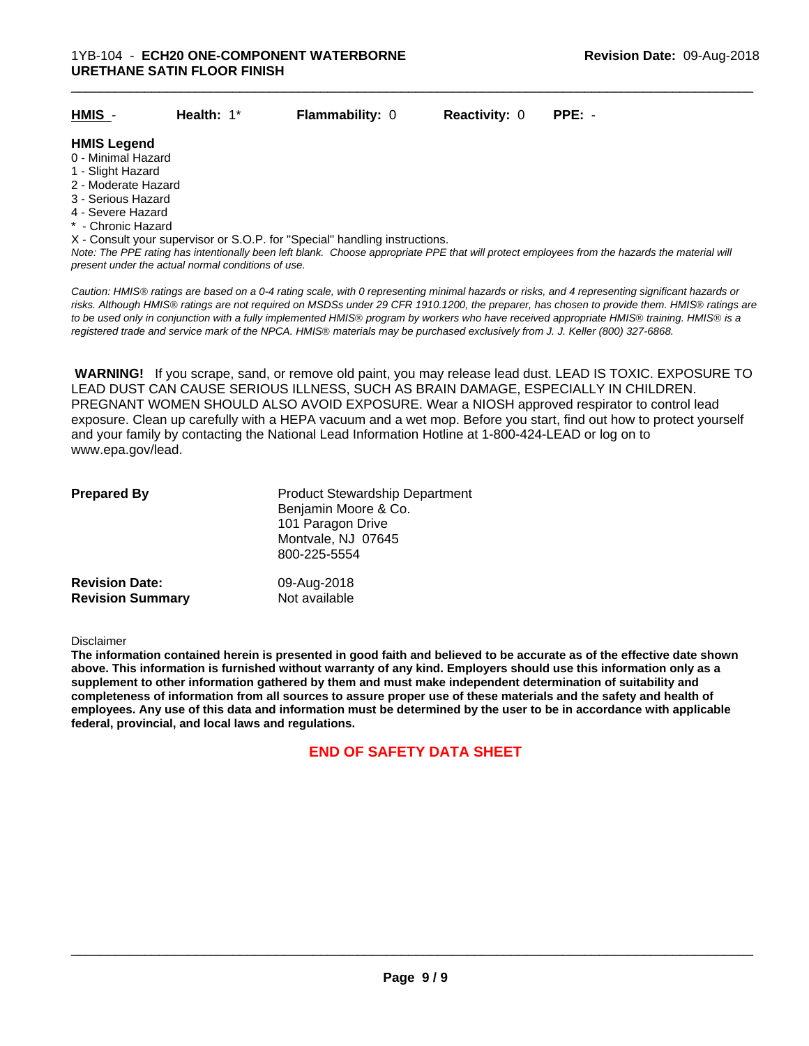| HMIS - | Health: 1* | Flammability: 0 | Reactivity: 0 | PPE: - |
|---|---|---|---|---|

**HMIS Legend**

0 - Minimal Hazard
1 - Slight Hazard
2 - Moderate Hazard
3 - Serious Hazard
4 - Severe Hazard
* - Chronic Hazard
X - Consult your supervisor or S.O.P. for "Special" handling instructions.

*Note: The PPE rating has intentionally been left blank. Choose appropriate PPE that will protect employees from the hazards the material will present under the actual normal conditions of use.*

*Caution: HMIS® ratings are based on a 0-4 rating scale, with 0 representing minimal hazards or risks, and 4 representing significant hazards or risks. Although HMIS® ratings are not required on MSDSs under 29 CFR 1910.1200, the preparer, has chosen to provide them. HMIS® ratings are to be used only in conjunction with a fully implemented HMIS® program by workers who have received appropriate HMIS® training. HMIS® is a registered trade and service mark of the NPCA. HMIS® materials may be purchased exclusively from J. J. Keller (800) 327-6868.*

**WARNING!** If you scrape, sand, or remove old paint, you may release lead dust. LEAD IS TOXIC. EXPOSURE TO LEAD DUST CAN CAUSE SERIOUS ILLNESS, SUCH AS BRAIN DAMAGE, ESPECIALLY IN CHILDREN. PREGNANT WOMEN SHOULD ALSO AVOID EXPOSURE. Wear a NIOSH approved respirator to control lead exposure. Clean up carefully with a HEPA vacuum and a wet mop. Before you start, find out how to protect yourself and your family by contacting the National Lead Information Hotline at 1-800-424-LEAD or log on to www.epa.gov/lead.

| | |
|---|---|
| **Prepared By** | Product Stewardship Department<br>Benjamin Moore & Co.<br>101 Paragon Drive<br>Montvale, NJ 07645<br>800-225-5554 |
| **Revision Date:** | 09-Aug-2018 |
| **Revision Summary** | Not available |

Disclaimer

**The information contained herein is presented in good faith and believed to be accurate as of the effective date shown above. This information is furnished without warranty of any kind. Employers should use this information only as a supplement to other information gathered by them and must make independent determination of suitability and completeness of information from all sources to assure proper use of these materials and the safety and health of employees. Any use of this data and information must be determined by the user to be in accordance with applicable federal, provincial, and local laws and regulations.**

**END OF SAFETY DATA SHEET**